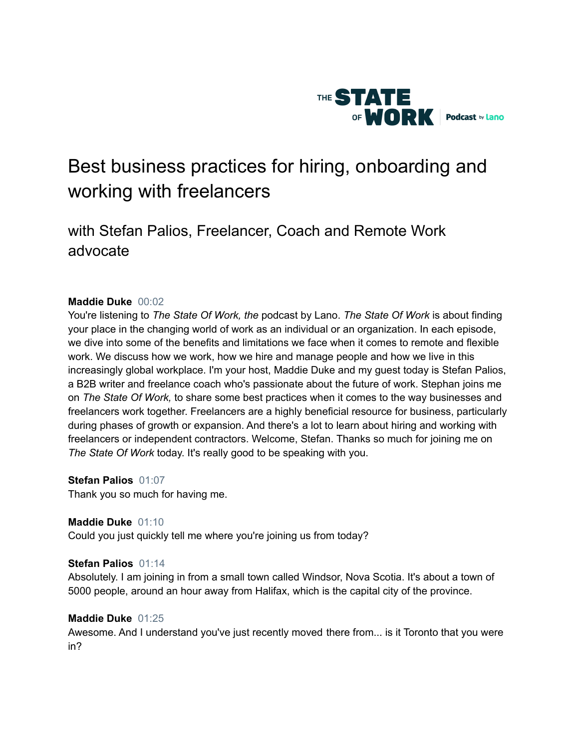THE STATE OF WORK Podcast by lano

# Best business practices for hiring, onboarding and working with freelancers

## with Stefan Palios, Freelancer, Coach and Remote Work advocate

**Maddie Duke** 00:02
You're listening to *The State Of Work, the* podcast by Lano. *The State Of Work* is about finding your place in the changing world of work as an individual or an organization. In each episode, we dive into some of the benefits and limitations we face when it comes to remote and flexible work. We discuss how we work, how we hire and manage people and how we live in this increasingly global workplace. I'm your host, Maddie Duke and my guest today is Stefan Palios, a B2B writer and freelance coach who's passionate about the future of work. Stephan joins me on *The State Of Work,* to share some best practices when it comes to the way businesses and freelancers work together. Freelancers are a highly beneficial resource for business, particularly during phases of growth or expansion. And there's a lot to learn about hiring and working with freelancers or independent contractors. Welcome, Stefan. Thanks so much for joining me on *The State Of Work* today. It's really good to be speaking with you.

**Stefan Palios** 01:07
Thank you so much for having me.

**Maddie Duke** 01:10
Could you just quickly tell me where you're joining us from today?

**Stefan Palios** 01:14
Absolutely. I am joining in from a small town called Windsor, Nova Scotia. It's about a town of 5000 people, around an hour away from Halifax, which is the capital city of the province.

**Maddie Duke** 01:25
Awesome. And I understand you've just recently moved there from... is it Toronto that you were in?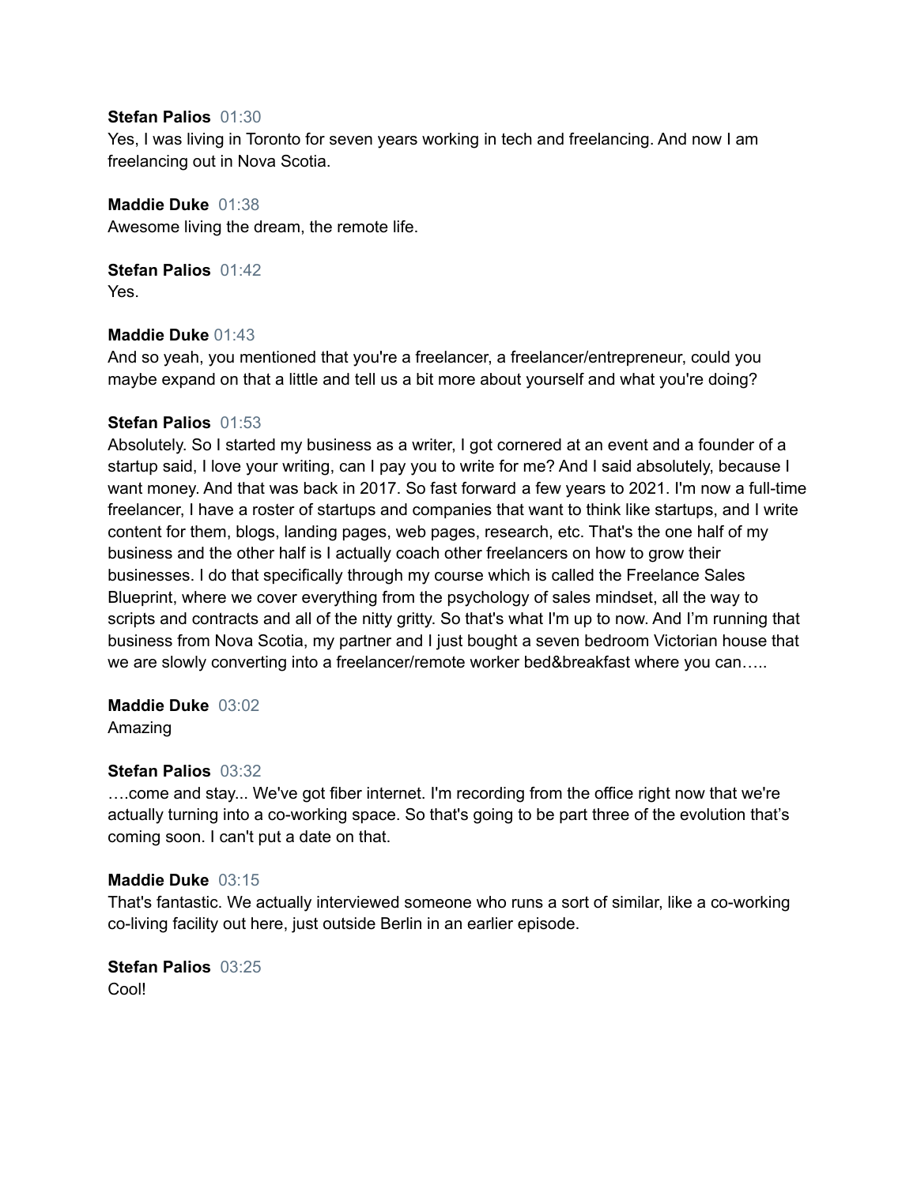**Stefan Palios** 01:30
Yes, I was living in Toronto for seven years working in tech and freelancing. And now I am freelancing out in Nova Scotia.

**Maddie Duke** 01:38
Awesome living the dream, the remote life.

**Stefan Palios** 01:42
Yes.

**Maddie Duke** 01:43
And so yeah, you mentioned that you're a freelancer, a freelancer/entrepreneur, could you maybe expand on that a little and tell us a bit more about yourself and what you're doing?

**Stefan Palios** 01:53
Absolutely. So I started my business as a writer, I got cornered at an event and a founder of a startup said, I love your writing, can I pay you to write for me? And I said absolutely, because I want money. And that was back in 2017. So fast forward a few years to 2021. I'm now a full-time freelancer, I have a roster of startups and companies that want to think like startups, and I write content for them, blogs, landing pages, web pages, research, etc. That's the one half of my business and the other half is I actually coach other freelancers on how to grow their businesses. I do that specifically through my course which is called the Freelance Sales Blueprint, where we cover everything from the psychology of sales mindset, all the way to scripts and contracts and all of the nitty gritty. So that's what I'm up to now. And I'm running that business from Nova Scotia, my partner and I just bought a seven bedroom Victorian house that we are slowly converting into a freelancer/remote worker bed&breakfast where you can…..

**Maddie Duke** 03:02
Amazing

**Stefan Palios** 03:32
….come and stay... We've got fiber internet. I'm recording from the office right now that we're actually turning into a co-working space. So that's going to be part three of the evolution that's coming soon. I can't put a date on that.

**Maddie Duke** 03:15
That's fantastic. We actually interviewed someone who runs a sort of similar, like a co-working co-living facility out here, just outside Berlin in an earlier episode.

**Stefan Palios** 03:25
Cool!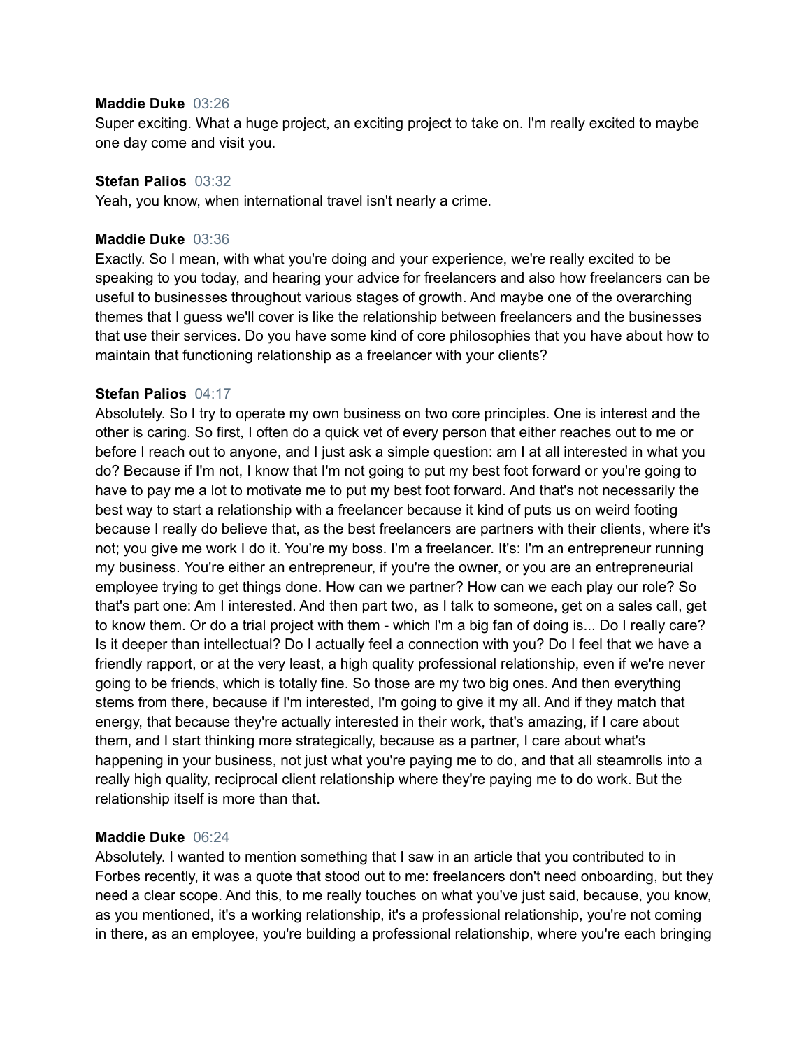**Maddie Duke** 03:26
Super exciting. What a huge project, an exciting project to take on. I'm really excited to maybe one day come and visit you.

**Stefan Palios** 03:32
Yeah, you know, when international travel isn't nearly a crime.

**Maddie Duke** 03:36
Exactly. So I mean, with what you're doing and your experience, we're really excited to be speaking to you today, and hearing your advice for freelancers and also how freelancers can be useful to businesses throughout various stages of growth. And maybe one of the overarching themes that I guess we'll cover is like the relationship between freelancers and the businesses that use their services. Do you have some kind of core philosophies that you have about how to maintain that functioning relationship as a freelancer with your clients?

**Stefan Palios** 04:17
Absolutely. So I try to operate my own business on two core principles. One is interest and the other is caring. So first, I often do a quick vet of every person that either reaches out to me or before I reach out to anyone, and I just ask a simple question: am I at all interested in what you do? Because if I'm not, I know that I'm not going to put my best foot forward or you're going to have to pay me a lot to motivate me to put my best foot forward. And that's not necessarily the best way to start a relationship with a freelancer because it kind of puts us on weird footing because I really do believe that, as the best freelancers are partners with their clients, where it's not; you give me work I do it. You're my boss. I'm a freelancer. It's: I'm an entrepreneur running my business. You're either an entrepreneur, if you're the owner, or you are an entrepreneurial employee trying to get things done. How can we partner? How can we each play our role? So that's part one: Am I interested. And then part two, as I talk to someone, get on a sales call, get to know them. Or do a trial project with them - which I'm a big fan of doing is... Do I really care? Is it deeper than intellectual? Do I actually feel a connection with you? Do I feel that we have a friendly rapport, or at the very least, a high quality professional relationship, even if we're never going to be friends, which is totally fine. So those are my two big ones. And then everything stems from there, because if I'm interested, I'm going to give it my all. And if they match that energy, that because they're actually interested in their work, that's amazing, if I care about them, and I start thinking more strategically, because as a partner, I care about what's happening in your business, not just what you're paying me to do, and that all steamrolls into a really high quality, reciprocal client relationship where they're paying me to do work. But the relationship itself is more than that.

**Maddie Duke** 06:24
Absolutely. I wanted to mention something that I saw in an article that you contributed to in Forbes recently, it was a quote that stood out to me: freelancers don't need onboarding, but they need a clear scope. And this, to me really touches on what you've just said, because, you know, as you mentioned, it's a working relationship, it's a professional relationship, you're not coming in there, as an employee, you're building a professional relationship, where you're each bringing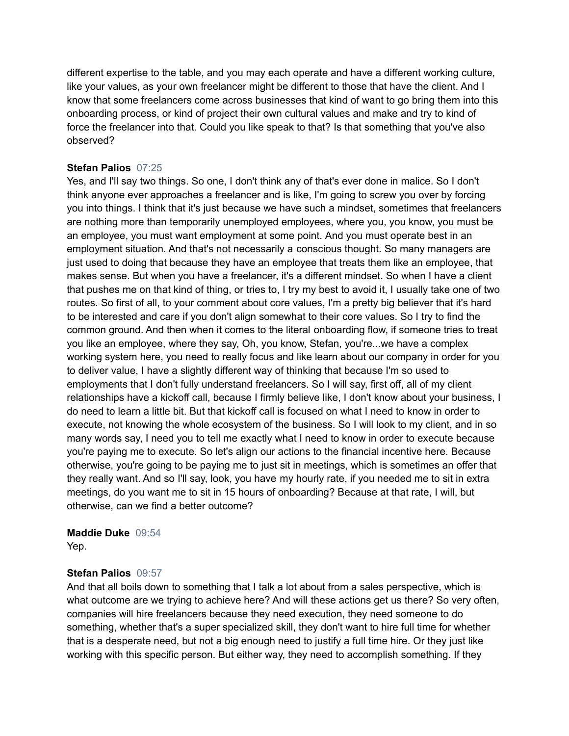different expertise to the table, and you may each operate and have a different working culture, like your values, as your own freelancer might be different to those that have the client. And I know that some freelancers come across businesses that kind of want to go bring them into this onboarding process, or kind of project their own cultural values and make and try to kind of force the freelancer into that. Could you like speak to that? Is that something that you've also observed?

**Stefan Palios** 07:25
Yes, and I'll say two things. So one, I don't think any of that's ever done in malice. So I don't think anyone ever approaches a freelancer and is like, I'm going to screw you over by forcing you into things. I think that it's just because we have such a mindset, sometimes that freelancers are nothing more than temporarily unemployed employees, where you, you know, you must be an employee, you must want employment at some point. And you must operate best in an employment situation. And that's not necessarily a conscious thought. So many managers are just used to doing that because they have an employee that treats them like an employee, that makes sense. But when you have a freelancer, it's a different mindset. So when I have a client that pushes me on that kind of thing, or tries to, I try my best to avoid it, I usually take one of two routes. So first of all, to your comment about core values, I'm a pretty big believer that it's hard to be interested and care if you don't align somewhat to their core values. So I try to find the common ground. And then when it comes to the literal onboarding flow, if someone tries to treat you like an employee, where they say, Oh, you know, Stefan, you're...we have a complex working system here, you need to really focus and like learn about our company in order for you to deliver value, I have a slightly different way of thinking that because I'm so used to employments that I don't fully understand freelancers. So I will say, first off, all of my client relationships have a kickoff call, because I firmly believe like, I don't know about your business, I do need to learn a little bit. But that kickoff call is focused on what I need to know in order to execute, not knowing the whole ecosystem of the business. So I will look to my client, and in so many words say, I need you to tell me exactly what I need to know in order to execute because you're paying me to execute. So let's align our actions to the financial incentive here. Because otherwise, you're going to be paying me to just sit in meetings, which is sometimes an offer that they really want. And so I'll say, look, you have my hourly rate, if you needed me to sit in extra meetings, do you want me to sit in 15 hours of onboarding? Because at that rate, I will, but otherwise, can we find a better outcome?

**Maddie Duke** 09:54
Yep.

**Stefan Palios** 09:57
And that all boils down to something that I talk a lot about from a sales perspective, which is what outcome are we trying to achieve here? And will these actions get us there? So very often, companies will hire freelancers because they need execution, they need someone to do something, whether that's a super specialized skill, they don't want to hire full time for whether that is a desperate need, but not a big enough need to justify a full time hire. Or they just like working with this specific person. But either way, they need to accomplish something. If they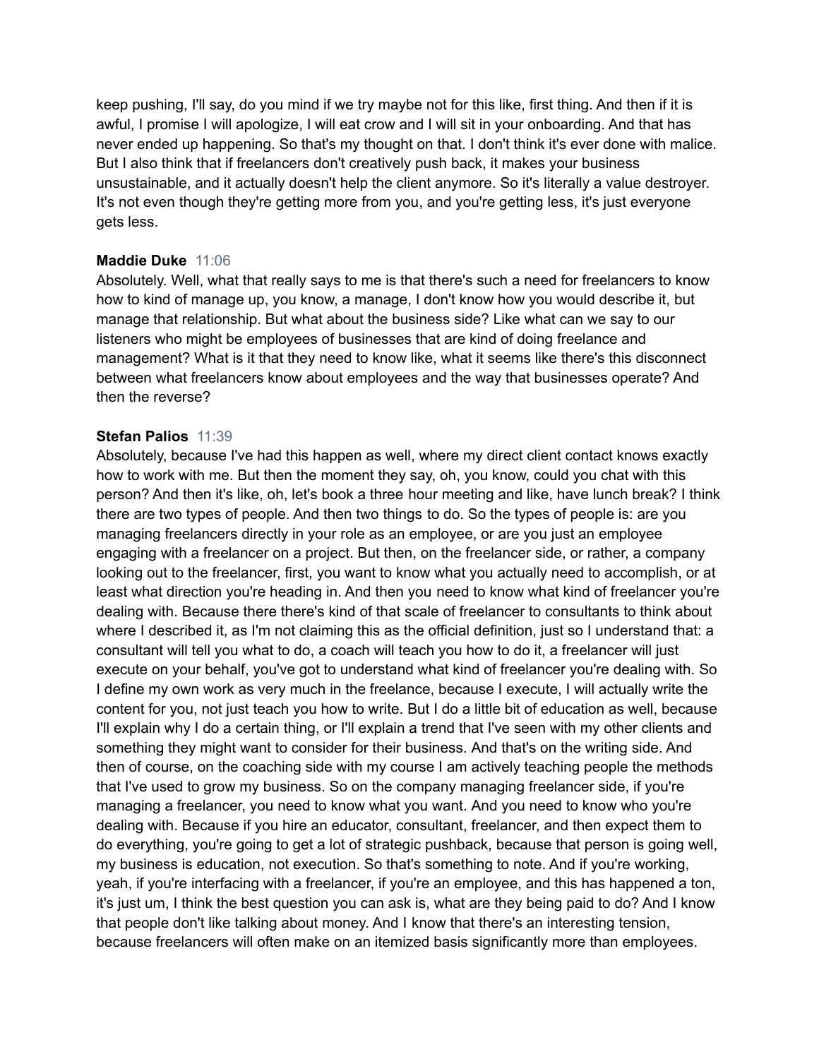keep pushing, I'll say, do you mind if we try maybe not for this like, first thing. And then if it is awful, I promise I will apologize, I will eat crow and I will sit in your onboarding. And that has never ended up happening. So that's my thought on that. I don't think it's ever done with malice. But I also think that if freelancers don't creatively push back, it makes your business unsustainable, and it actually doesn't help the client anymore. So it's literally a value destroyer. It's not even though they're getting more from you, and you're getting less, it's just everyone gets less.

**Maddie Duke** 11:06
Absolutely. Well, what that really says to me is that there's such a need for freelancers to know how to kind of manage up, you know, a manage, I don't know how you would describe it, but manage that relationship. But what about the business side? Like what can we say to our listeners who might be employees of businesses that are kind of doing freelance and management? What is it that they need to know like, what it seems like there's this disconnect between what freelancers know about employees and the way that businesses operate? And then the reverse?

**Stefan Palios** 11:39
Absolutely, because I've had this happen as well, where my direct client contact knows exactly how to work with me. But then the moment they say, oh, you know, could you chat with this person? And then it's like, oh, let's book a three hour meeting and like, have lunch break? I think there are two types of people. And then two things to do. So the types of people is: are you managing freelancers directly in your role as an employee, or are you just an employee engaging with a freelancer on a project. But then, on the freelancer side, or rather, a company looking out to the freelancer, first, you want to know what you actually need to accomplish, or at least what direction you're heading in. And then you need to know what kind of freelancer you're dealing with. Because there there's kind of that scale of freelancer to consultants to think about where I described it, as I'm not claiming this as the official definition, just so I understand that: a consultant will tell you what to do, a coach will teach you how to do it, a freelancer will just execute on your behalf, you've got to understand what kind of freelancer you're dealing with. So I define my own work as very much in the freelance, because I execute, I will actually write the content for you, not just teach you how to write. But I do a little bit of education as well, because I'll explain why I do a certain thing, or I'll explain a trend that I've seen with my other clients and something they might want to consider for their business. And that's on the writing side. And then of course, on the coaching side with my course I am actively teaching people the methods that I've used to grow my business. So on the company managing freelancer side, if you're managing a freelancer, you need to know what you want. And you need to know who you're dealing with. Because if you hire an educator, consultant, freelancer, and then expect them to do everything, you're going to get a lot of strategic pushback, because that person is going well, my business is education, not execution. So that's something to note. And if you're working, yeah, if you're interfacing with a freelancer, if you're an employee, and this has happened a ton, it's just um, I think the best question you can ask is, what are they being paid to do? And I know that people don't like talking about money. And I know that there's an interesting tension, because freelancers will often make on an itemized basis significantly more than employees.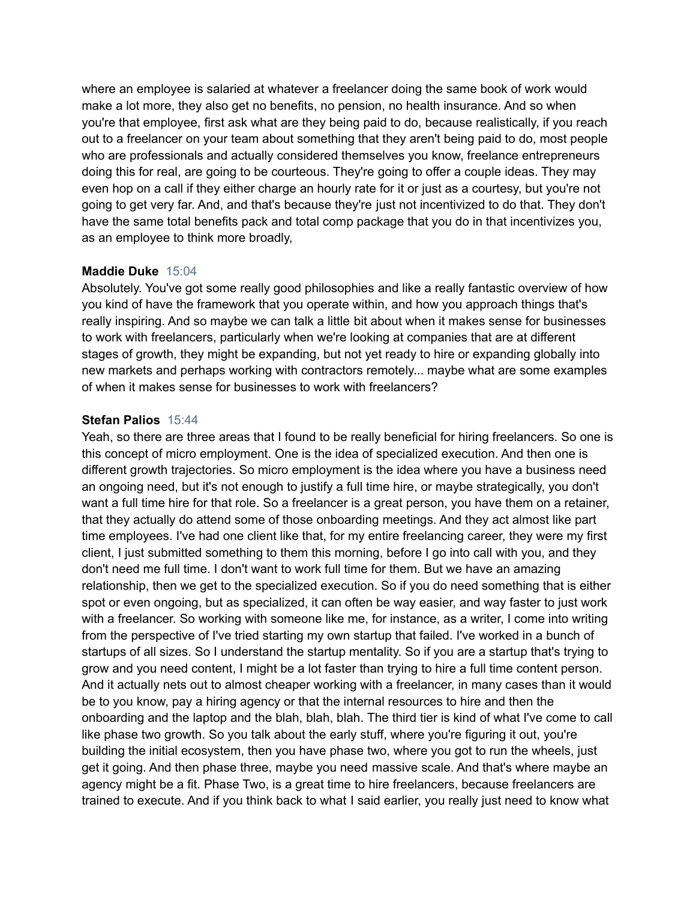where an employee is salaried at whatever a freelancer doing the same book of work would make a lot more, they also get no benefits, no pension, no health insurance. And so when you're that employee, first ask what are they being paid to do, because realistically, if you reach out to a freelancer on your team about something that they aren't being paid to do, most people who are professionals and actually considered themselves you know, freelance entrepreneurs doing this for real, are going to be courteous. They're going to offer a couple ideas. They may even hop on a call if they either charge an hourly rate for it or just as a courtesy, but you're not going to get very far. And, and that's because they're just not incentivized to do that. They don't have the same total benefits pack and total comp package that you do in that incentivizes you, as an employee to think more broadly,

**Maddie Duke** 15:04
Absolutely. You've got some really good philosophies and like a really fantastic overview of how you kind of have the framework that you operate within, and how you approach things that's really inspiring. And so maybe we can talk a little bit about when it makes sense for businesses to work with freelancers, particularly when we're looking at companies that are at different stages of growth, they might be expanding, but not yet ready to hire or expanding globally into new markets and perhaps working with contractors remotely... maybe what are some examples of when it makes sense for businesses to work with freelancers?

**Stefan Palios** 15:44
Yeah, so there are three areas that I found to be really beneficial for hiring freelancers. So one is this concept of micro employment. One is the idea of specialized execution. And then one is different growth trajectories. So micro employment is the idea where you have a business need an ongoing need, but it's not enough to justify a full time hire, or maybe strategically, you don't want a full time hire for that role. So a freelancer is a great person, you have them on a retainer, that they actually do attend some of those onboarding meetings. And they act almost like part time employees. I've had one client like that, for my entire freelancing career, they were my first client, I just submitted something to them this morning, before I go into call with you, and they don't need me full time. I don't want to work full time for them. But we have an amazing relationship, then we get to the specialized execution. So if you do need something that is either spot or even ongoing, but as specialized, it can often be way easier, and way faster to just work with a freelancer. So working with someone like me, for instance, as a writer, I come into writing from the perspective of I've tried starting my own startup that failed. I've worked in a bunch of startups of all sizes. So I understand the startup mentality. So if you are a startup that's trying to grow and you need content, I might be a lot faster than trying to hire a full time content person. And it actually nets out to almost cheaper working with a freelancer, in many cases than it would be to you know, pay a hiring agency or that the internal resources to hire and then the onboarding and the laptop and the blah, blah, blah. The third tier is kind of what I've come to call like phase two growth. So you talk about the early stuff, where you're figuring it out, you're building the initial ecosystem, then you have phase two, where you got to run the wheels, just get it going. And then phase three, maybe you need massive scale. And that's where maybe an agency might be a fit. Phase Two, is a great time to hire freelancers, because freelancers are trained to execute. And if you think back to what I said earlier, you really just need to know what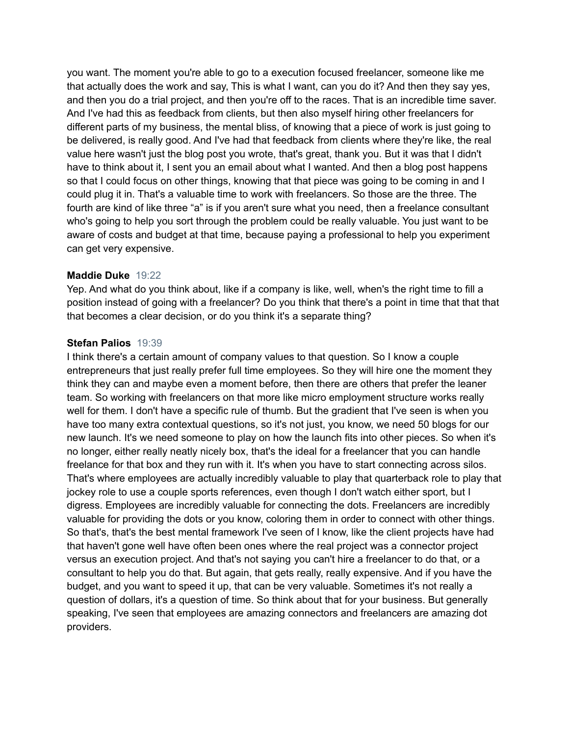you want. The moment you're able to go to a execution focused freelancer, someone like me that actually does the work and say, This is what I want, can you do it? And then they say yes, and then you do a trial project, and then you're off to the races. That is an incredible time saver. And I've had this as feedback from clients, but then also myself hiring other freelancers for different parts of my business, the mental bliss, of knowing that a piece of work is just going to be delivered, is really good. And I've had that feedback from clients where they're like, the real value here wasn't just the blog post you wrote, that's great, thank you. But it was that I didn't have to think about it, I sent you an email about what I wanted. And then a blog post happens so that I could focus on other things, knowing that that piece was going to be coming in and I could plug it in. That's a valuable time to work with freelancers. So those are the three. The fourth are kind of like three "a" is if you aren't sure what you need, then a freelance consultant who's going to help you sort through the problem could be really valuable. You just want to be aware of costs and budget at that time, because paying a professional to help you experiment can get very expensive.

**Maddie Duke** 19:22
Yep. And what do you think about, like if a company is like, well, when's the right time to fill a position instead of going with a freelancer? Do you think that there's a point in time that that that that becomes a clear decision, or do you think it's a separate thing?

**Stefan Palios** 19:39
I think there's a certain amount of company values to that question. So I know a couple entrepreneurs that just really prefer full time employees. So they will hire one the moment they think they can and maybe even a moment before, then there are others that prefer the leaner team. So working with freelancers on that more like micro employment structure works really well for them. I don't have a specific rule of thumb. But the gradient that I've seen is when you have too many extra contextual questions, so it's not just, you know, we need 50 blogs for our new launch. It's we need someone to play on how the launch fits into other pieces. So when it's no longer, either really neatly nicely box, that's the ideal for a freelancer that you can handle freelance for that box and they run with it. It's when you have to start connecting across silos. That's where employees are actually incredibly valuable to play that quarterback role to play that jockey role to use a couple sports references, even though I don't watch either sport, but I digress. Employees are incredibly valuable for connecting the dots. Freelancers are incredibly valuable for providing the dots or you know, coloring them in order to connect with other things. So that's, that's the best mental framework I've seen of I know, like the client projects have had that haven't gone well have often been ones where the real project was a connector project versus an execution project. And that's not saying you can't hire a freelancer to do that, or a consultant to help you do that. But again, that gets really, really expensive. And if you have the budget, and you want to speed it up, that can be very valuable. Sometimes it's not really a question of dollars, it's a question of time. So think about that for your business. But generally speaking, I've seen that employees are amazing connectors and freelancers are amazing dot providers.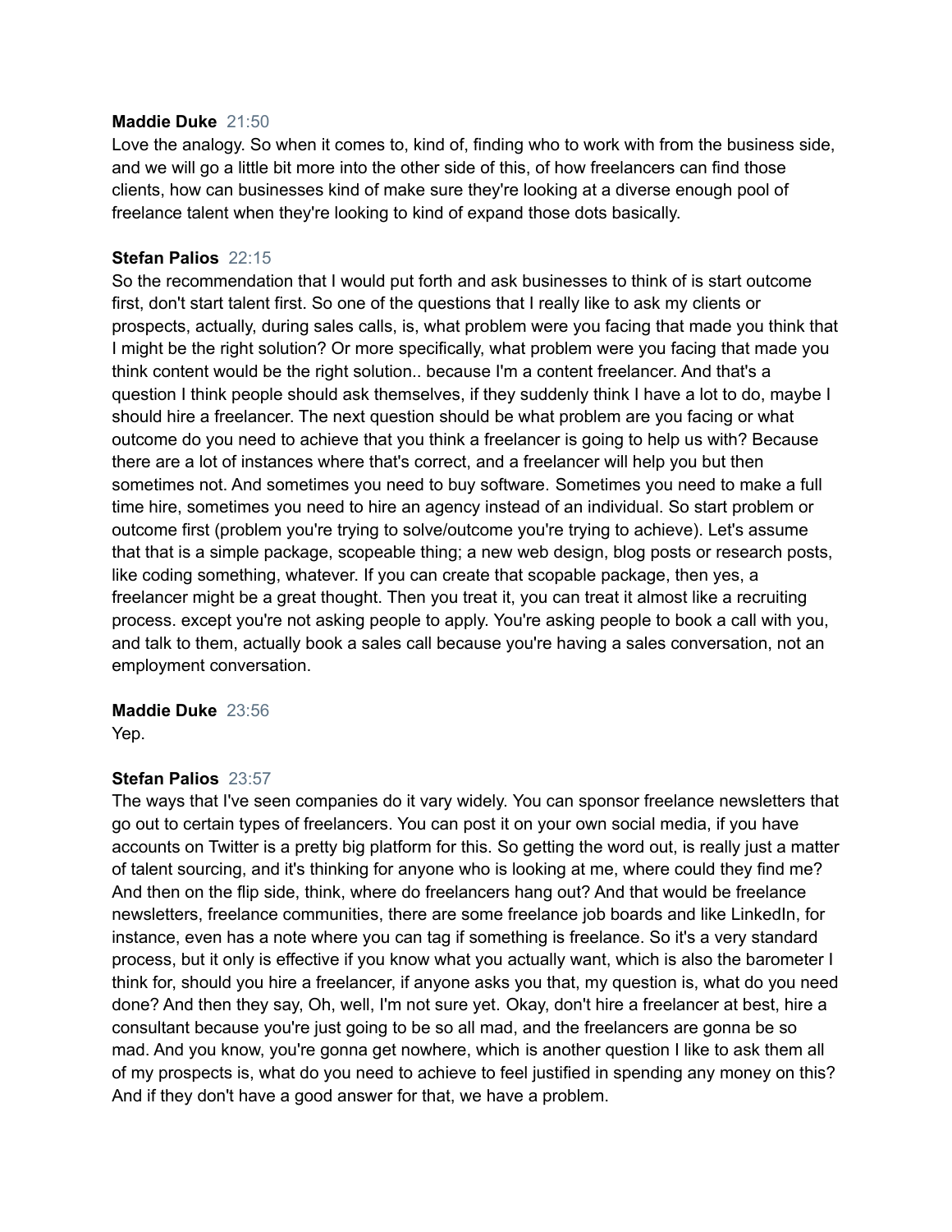**Maddie Duke** 21:50
Love the analogy. So when it comes to, kind of, finding who to work with from the business side, and we will go a little bit more into the other side of this, of how freelancers can find those clients, how can businesses kind of make sure they're looking at a diverse enough pool of freelance talent when they're looking to kind of expand those dots basically.

**Stefan Palios** 22:15
So the recommendation that I would put forth and ask businesses to think of is start outcome first, don't start talent first. So one of the questions that I really like to ask my clients or prospects, actually, during sales calls, is, what problem were you facing that made you think that I might be the right solution? Or more specifically, what problem were you facing that made you think content would be the right solution.. because I'm a content freelancer. And that's a question I think people should ask themselves, if they suddenly think I have a lot to do, maybe I should hire a freelancer. The next question should be what problem are you facing or what outcome do you need to achieve that you think a freelancer is going to help us with? Because there are a lot of instances where that's correct, and a freelancer will help you but then sometimes not. And sometimes you need to buy software. Sometimes you need to make a full time hire, sometimes you need to hire an agency instead of an individual. So start problem or outcome first (problem you're trying to solve/outcome you're trying to achieve). Let's assume that that is a simple package, scopeable thing; a new web design, blog posts or research posts, like coding something, whatever. If you can create that scopable package, then yes, a freelancer might be a great thought. Then you treat it, you can treat it almost like a recruiting process. except you're not asking people to apply. You're asking people to book a call with you, and talk to them, actually book a sales call because you're having a sales conversation, not an employment conversation.

**Maddie Duke** 23:56
Yep.

**Stefan Palios** 23:57
The ways that I've seen companies do it vary widely. You can sponsor freelance newsletters that go out to certain types of freelancers. You can post it on your own social media, if you have accounts on Twitter is a pretty big platform for this. So getting the word out, is really just a matter of talent sourcing, and it's thinking for anyone who is looking at me, where could they find me? And then on the flip side, think, where do freelancers hang out? And that would be freelance newsletters, freelance communities, there are some freelance job boards and like LinkedIn, for instance, even has a note where you can tag if something is freelance. So it's a very standard process, but it only is effective if you know what you actually want, which is also the barometer I think for, should you hire a freelancer, if anyone asks you that, my question is, what do you need done? And then they say, Oh, well, I'm not sure yet. Okay, don't hire a freelancer at best, hire a consultant because you're just going to be so all mad, and the freelancers are gonna be so mad. And you know, you're gonna get nowhere, which is another question I like to ask them all of my prospects is, what do you need to achieve to feel justified in spending any money on this? And if they don't have a good answer for that, we have a problem.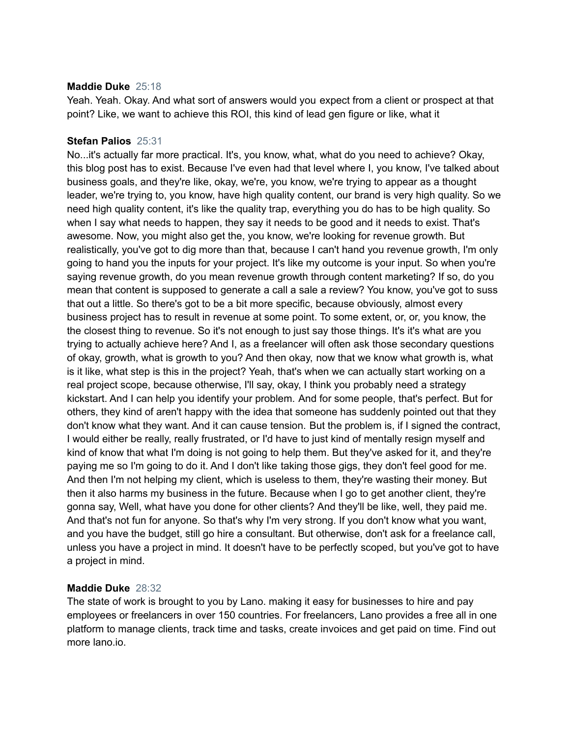**Maddie Duke** 25:18
Yeah. Yeah. Okay. And what sort of answers would you expect from a client or prospect at that point? Like, we want to achieve this ROI, this kind of lead gen figure or like, what it

**Stefan Palios** 25:31
No...it's actually far more practical. It's, you know, what, what do you need to achieve? Okay, this blog post has to exist. Because I've even had that level where I, you know, I've talked about business goals, and they're like, okay, we're, you know, we're trying to appear as a thought leader, we're trying to, you know, have high quality content, our brand is very high quality. So we need high quality content, it's like the quality trap, everything you do has to be high quality. So when I say what needs to happen, they say it needs to be good and it needs to exist. That's awesome. Now, you might also get the, you know, we're looking for revenue growth. But realistically, you've got to dig more than that, because I can't hand you revenue growth, I'm only going to hand you the inputs for your project. It's like my outcome is your input. So when you're saying revenue growth, do you mean revenue growth through content marketing? If so, do you mean that content is supposed to generate a call a sale a review? You know, you've got to suss that out a little. So there's got to be a bit more specific, because obviously, almost every business project has to result in revenue at some point. To some extent, or, or, you know, the the closest thing to revenue. So it's not enough to just say those things. It's it's what are you trying to actually achieve here? And I, as a freelancer will often ask those secondary questions of okay, growth, what is growth to you? And then okay, now that we know what growth is, what is it like, what step is this in the project? Yeah, that's when we can actually start working on a real project scope, because otherwise, I'll say, okay, I think you probably need a strategy kickstart. And I can help you identify your problem. And for some people, that's perfect. But for others, they kind of aren't happy with the idea that someone has suddenly pointed out that they don't know what they want. And it can cause tension. But the problem is, if I signed the contract, I would either be really, really frustrated, or I'd have to just kind of mentally resign myself and kind of know that what I'm doing is not going to help them. But they've asked for it, and they're paying me so I'm going to do it. And I don't like taking those gigs, they don't feel good for me. And then I'm not helping my client, which is useless to them, they're wasting their money. But then it also harms my business in the future. Because when I go to get another client, they're gonna say, Well, what have you done for other clients? And they'll be like, well, they paid me. And that's not fun for anyone. So that's why I'm very strong. If you don't know what you want, and you have the budget, still go hire a consultant. But otherwise, don't ask for a freelance call, unless you have a project in mind. It doesn't have to be perfectly scoped, but you've got to have a project in mind.

**Maddie Duke** 28:32
The state of work is brought to you by Lano. making it easy for businesses to hire and pay employees or freelancers in over 150 countries. For freelancers, Lano provides a free all in one platform to manage clients, track time and tasks, create invoices and get paid on time. Find out more lano.io.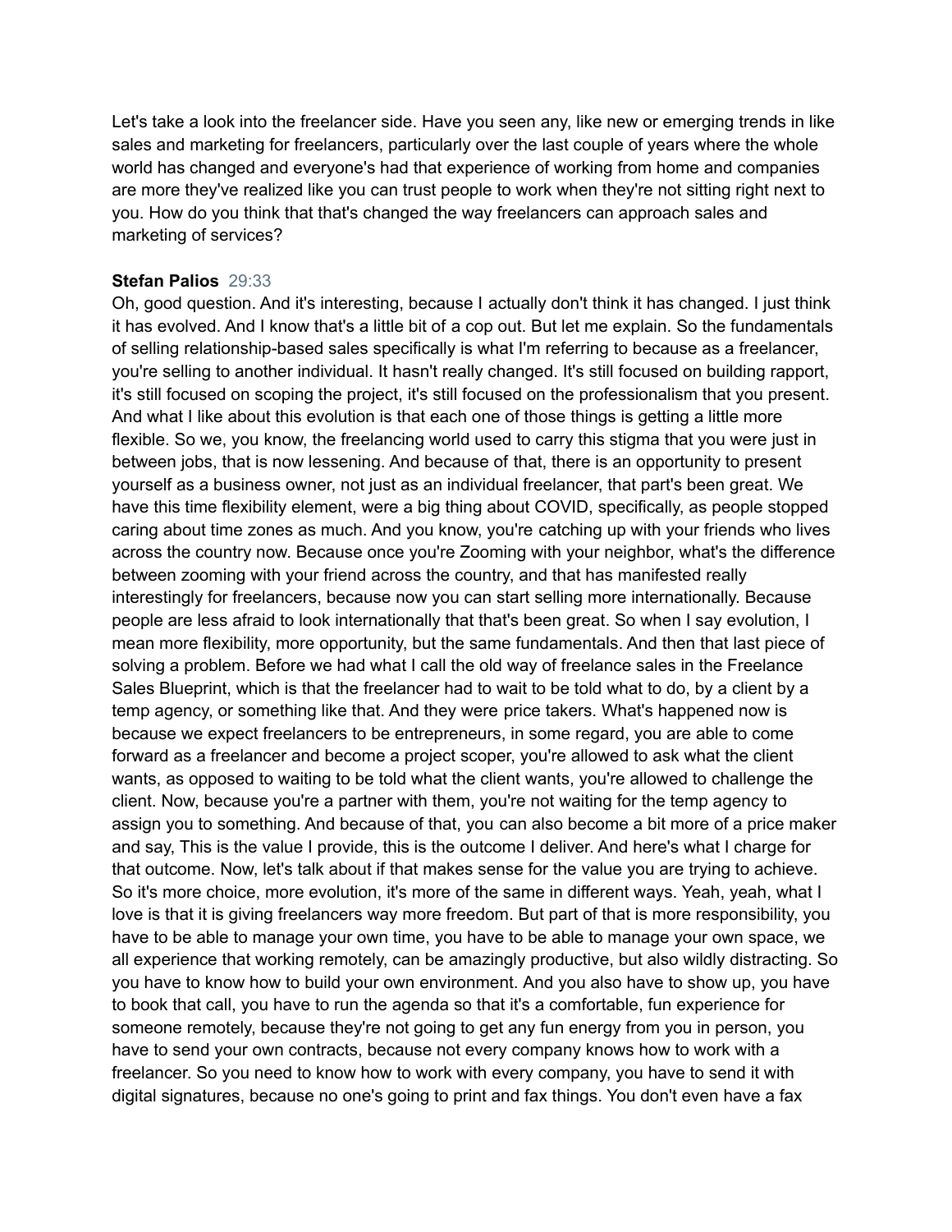Let's take a look into the freelancer side. Have you seen any, like new or emerging trends in like sales and marketing for freelancers, particularly over the last couple of years where the whole world has changed and everyone's had that experience of working from home and companies are more they've realized like you can trust people to work when they're not sitting right next to you. How do you think that that's changed the way freelancers can approach sales and marketing of services?

**Stefan Palios** 29:33
Oh, good question. And it's interesting, because I actually don't think it has changed. I just think it has evolved. And I know that's a little bit of a cop out. But let me explain. So the fundamentals of selling relationship-based sales specifically is what I'm referring to because as a freelancer, you're selling to another individual. It hasn't really changed. It's still focused on building rapport, it's still focused on scoping the project, it's still focused on the professionalism that you present. And what I like about this evolution is that each one of those things is getting a little more flexible. So we, you know, the freelancing world used to carry this stigma that you were just in between jobs, that is now lessening. And because of that, there is an opportunity to present yourself as a business owner, not just as an individual freelancer, that part's been great. We have this time flexibility element, were a big thing about COVID, specifically, as people stopped caring about time zones as much. And you know, you're catching up with your friends who lives across the country now. Because once you're Zooming with your neighbor, what's the difference between zooming with your friend across the country, and that has manifested really interestingly for freelancers, because now you can start selling more internationally. Because people are less afraid to look internationally that that's been great. So when I say evolution, I mean more flexibility, more opportunity, but the same fundamentals. And then that last piece of solving a problem. Before we had what I call the old way of freelance sales in the Freelance Sales Blueprint, which is that the freelancer had to wait to be told what to do, by a client by a temp agency, or something like that. And they were price takers. What's happened now is because we expect freelancers to be entrepreneurs, in some regard, you are able to come forward as a freelancer and become a project scoper, you're allowed to ask what the client wants, as opposed to waiting to be told what the client wants, you're allowed to challenge the client. Now, because you're a partner with them, you're not waiting for the temp agency to assign you to something. And because of that, you can also become a bit more of a price maker and say, This is the value I provide, this is the outcome I deliver. And here's what I charge for that outcome. Now, let's talk about if that makes sense for the value you are trying to achieve. So it's more choice, more evolution, it's more of the same in different ways. Yeah, yeah, what I love is that it is giving freelancers way more freedom. But part of that is more responsibility, you have to be able to manage your own time, you have to be able to manage your own space, we all experience that working remotely, can be amazingly productive, but also wildly distracting. So you have to know how to build your own environment. And you also have to show up, you have to book that call, you have to run the agenda so that it's a comfortable, fun experience for someone remotely, because they're not going to get any fun energy from you in person, you have to send your own contracts, because not every company knows how to work with a freelancer. So you need to know how to work with every company, you have to send it with digital signatures, because no one's going to print and fax things. You don't even have a fax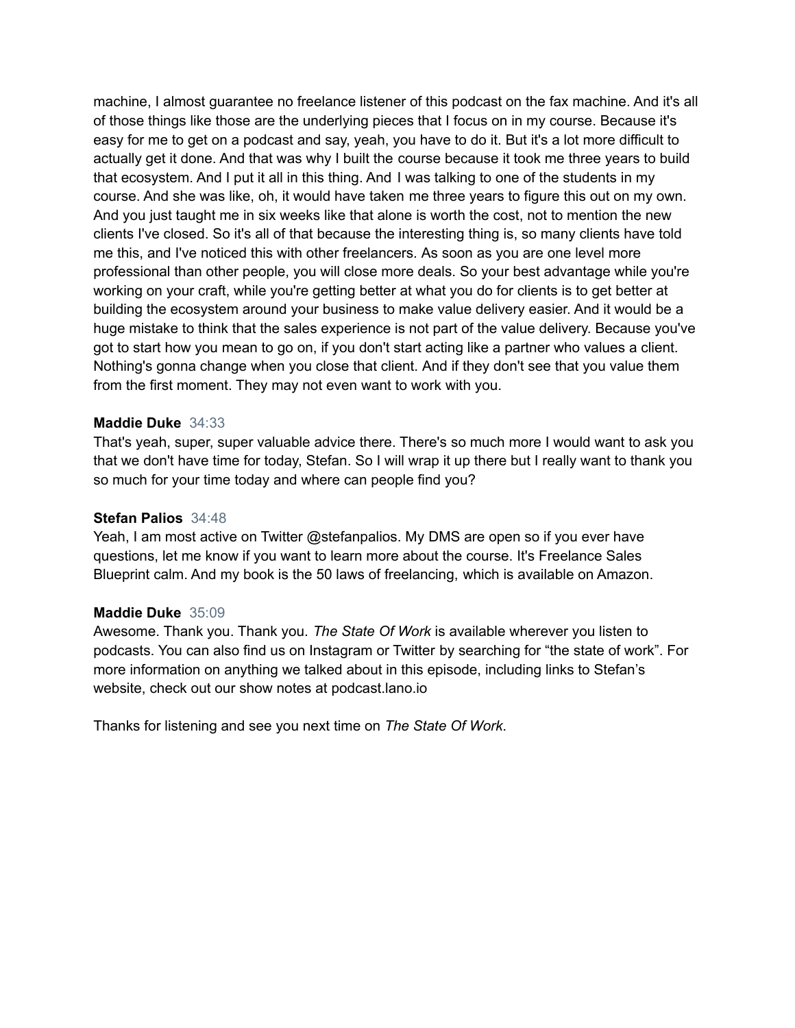machine, I almost guarantee no freelance listener of this podcast on the fax machine. And it's all of those things like those are the underlying pieces that I focus on in my course. Because it's easy for me to get on a podcast and say, yeah, you have to do it. But it's a lot more difficult to actually get it done. And that was why I built the course because it took me three years to build that ecosystem. And I put it all in this thing. And I was talking to one of the students in my course. And she was like, oh, it would have taken me three years to figure this out on my own. And you just taught me in six weeks like that alone is worth the cost, not to mention the new clients I've closed. So it's all of that because the interesting thing is, so many clients have told me this, and I've noticed this with other freelancers. As soon as you are one level more professional than other people, you will close more deals. So your best advantage while you're working on your craft, while you're getting better at what you do for clients is to get better at building the ecosystem around your business to make value delivery easier. And it would be a huge mistake to think that the sales experience is not part of the value delivery. Because you've got to start how you mean to go on, if you don't start acting like a partner who values a client. Nothing's gonna change when you close that client. And if they don't see that you value them from the first moment. They may not even want to work with you.

**Maddie Duke** 34:33
That's yeah, super, super valuable advice there. There's so much more I would want to ask you that we don't have time for today, Stefan. So I will wrap it up there but I really want to thank you so much for your time today and where can people find you?

**Stefan Palios** 34:48
Yeah, I am most active on Twitter @stefanpalios. My DMS are open so if you ever have questions, let me know if you want to learn more about the course. It's Freelance Sales Blueprint calm. And my book is the 50 laws of freelancing, which is available on Amazon.

**Maddie Duke** 35:09
Awesome. Thank you. Thank you. *The State Of Work* is available wherever you listen to podcasts. You can also find us on Instagram or Twitter by searching for "the state of work". For more information on anything we talked about in this episode, including links to Stefan's website, check out our show notes at podcast.lano.io

Thanks for listening and see you next time on *The State Of Work*.